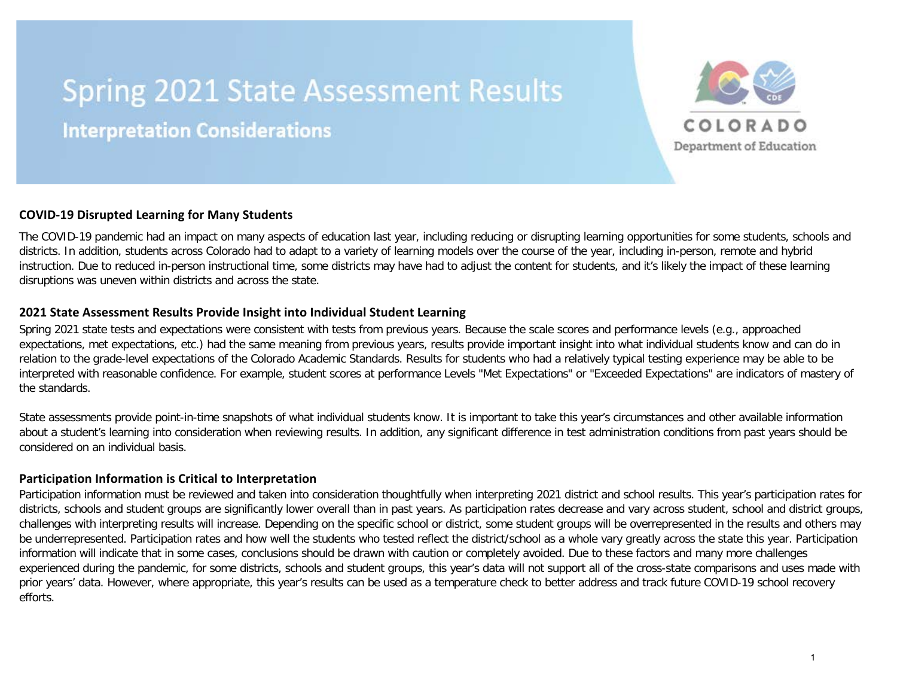# Spring 2021 State Assessment Results

## Interpretation Considerations

COLORADO
Department of Education

### COVID-19 Disrupted Learning for Many Students

The COVID-19 pandemic had an impact on many aspects of education last year, including reducing or disrupting learning opportunities for some students, schools and districts. In addition, students across Colorado had to adapt to a variety of learning models over the course of the year, including in-person, remote and hybrid instruction. Due to reduced in-person instructional time, some districts may have had to adjust the content for students, and it's likely the impact of these learning disruptions was uneven within districts and across the state.

### 2021 State Assessment Results Provide Insight into Individual Student Learning

Spring 2021 state tests and expectations were consistent with tests from previous years. Because the scale scores and performance levels (e.g., approached expectations, met expectations, etc.) had the same meaning from previous years, results provide important insight into what individual students know and can do in relation to the grade-level expectations of the Colorado Academic Standards. Results for students who had a relatively typical testing experience may be able to be interpreted with reasonable confidence. For example, student scores at performance Levels "Met Expectations" or "Exceeded Expectations" are indicators of mastery of the standards.

State assessments provide point-in-time snapshots of what individual students know. It is important to take this year's circumstances and other available information about a student's learning into consideration when reviewing results. In addition, any significant difference in test administration conditions from past years should be considered on an individual basis.

### Participation Information is Critical to Interpretation

Participation information must be reviewed and taken into consideration thoughtfully when interpreting 2021 district and school results. This year's participation rates for districts, schools and student groups are significantly lower overall than in past years. As participation rates decrease and vary across student, school and district groups, challenges with interpreting results will increase. Depending on the specific school or district, some student groups will be overrepresented in the results and others may be underrepresented. Participation rates and how well the students who tested reflect the district/school as a whole vary greatly across the state this year. Participation information will indicate that in some cases, conclusions should be drawn with caution or completely avoided. Due to these factors and many more challenges experienced during the pandemic, for some districts, schools and student groups, this year's data will not support all of the cross-state comparisons and uses made with prior years' data. However, where appropriate, this year's results can be used as a temperature check to better address and track future COVID-19 school recovery efforts.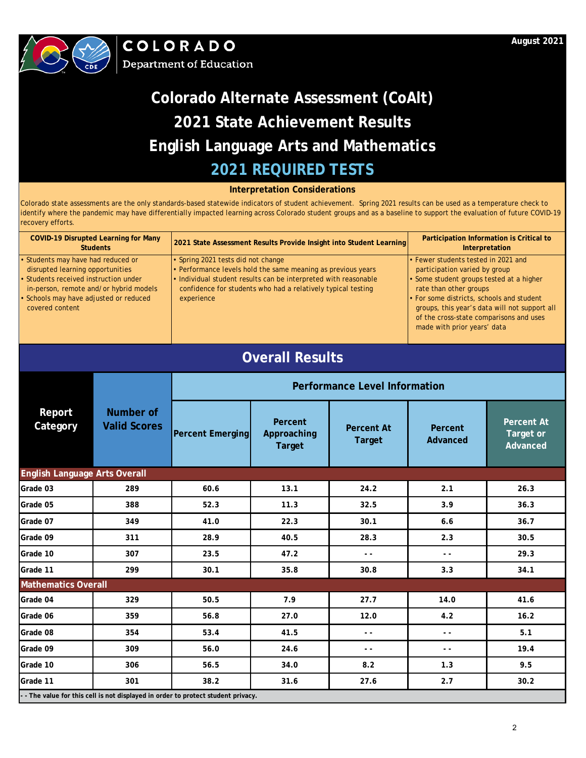COLORADO
Department of Education

August 2021

# Colorado Alternate Assessment (CoAlt)
# 2021 State Achievement Results
# English Language Arts and Mathematics
## 2021 REQUIRED TESTS

### Interpretation Considerations

Colorado state assessments are the only standards-based statewide indicators of student achievement. Spring 2021 results can be used as a temperature check to identify where the pandemic may have differentially impacted learning across Colorado student groups and as a baseline to support the evaluation of future COVID-19 recovery efforts.

| COVID-19 Disrupted Learning for Many Students | 2021 State Assessment Results Provide Insight into Student Learning | Participation Information is Critical to Interpretation |
|---|---|---|
| • Students may have had reduced or disrupted learning opportunities<br>• Students received instruction under in-person, remote and/or hybrid models<br>• Schools may have adjusted or reduced covered content | • Spring 2021 tests did not change<br>• Performance levels hold the same meaning as previous years<br>• Individual student results can be interpreted with reasonable confidence for students who had a relatively typical testing experience | • Fewer students tested in 2021 and participation varied by group<br>• Some student groups tested at a higher rate than other groups<br>• For some districts, schools and student groups, this year's data will not support all of the cross-state comparisons and uses made with prior years' data |

## Overall Results

| Report Category | Number of Valid Scores | Performance Level Information | | | | |
|---|---|---|---|---|---|---|
| | | Percent Emerging | Percent Approaching Target | Percent At Target | Percent Advanced | Percent At Target or Advanced |
| **English Language Arts Overall** | | | | | | |
| Grade 03 | 289 | 60.6 | 13.1 | 24.2 | 2.1 | 26.3 |
| Grade 05 | 388 | 52.3 | 11.3 | 32.5 | 3.9 | 36.3 |
| Grade 07 | 349 | 41.0 | 22.3 | 30.1 | 6.6 | 36.7 |
| Grade 09 | 311 | 28.9 | 40.5 | 28.3 | 2.3 | 30.5 |
| Grade 10 | 307 | 23.5 | 47.2 | - - | - - | 29.3 |
| Grade 11 | 299 | 30.1 | 35.8 | 30.8 | 3.3 | 34.1 |
| **Mathematics Overall** | | | | | | |
| Grade 04 | 329 | 50.5 | 7.9 | 27.7 | 14.0 | 41.6 |
| Grade 06 | 359 | 56.8 | 27.0 | 12.0 | 4.2 | 16.2 |
| Grade 08 | 354 | 53.4 | 41.5 | - - | - - | 5.1 |
| Grade 09 | 309 | 56.0 | 24.6 | - - | - - | 19.4 |
| Grade 10 | 306 | 56.5 | 34.0 | 8.2 | 1.3 | 9.5 |
| Grade 11 | 301 | 38.2 | 31.6 | 27.6 | 2.7 | 30.2 |

- - The value for this cell is not displayed in order to protect student privacy.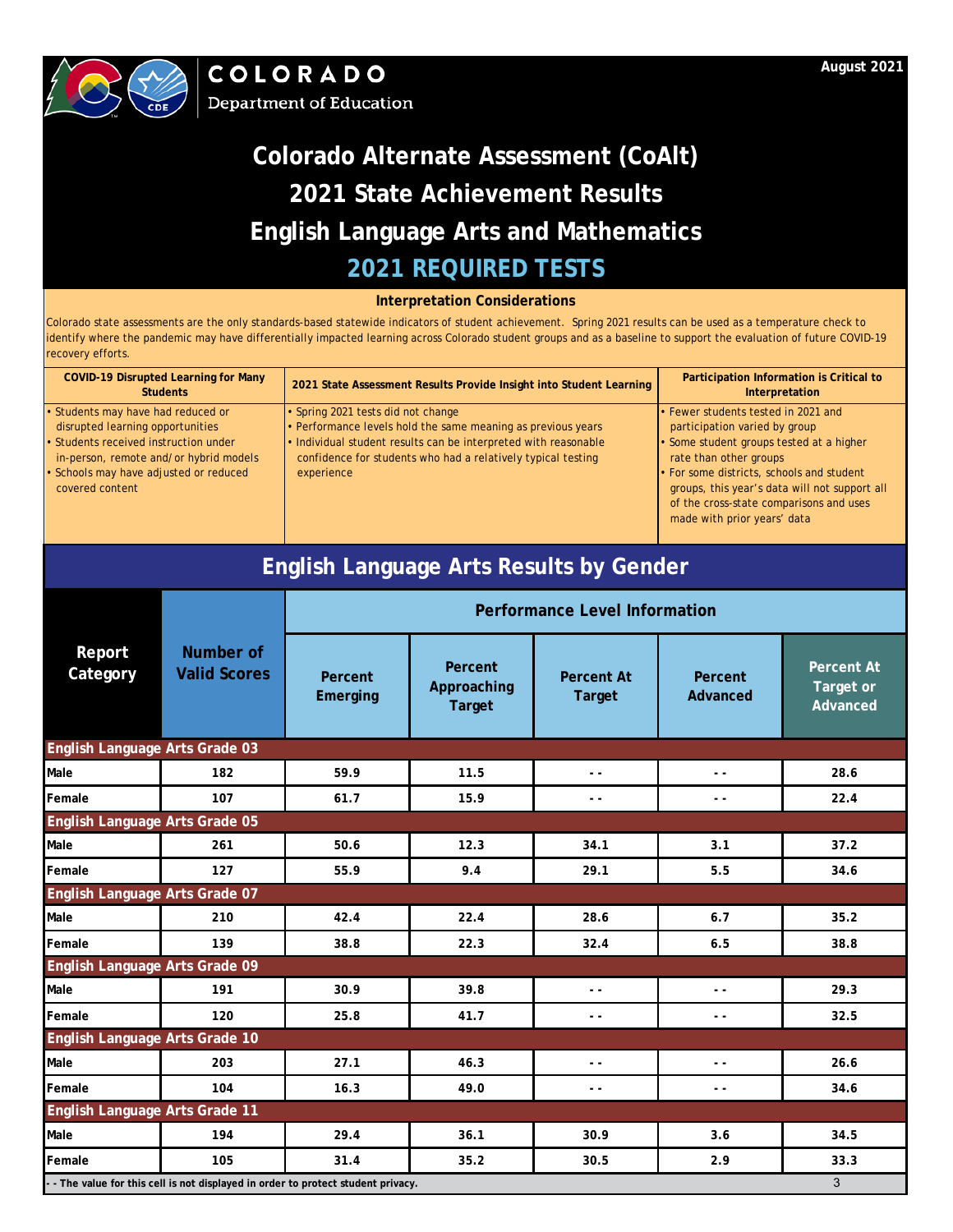COLORADO
Department of Education

August 2021

# Colorado Alternate Assessment (CoAlt)
# 2021 State Achievement Results
# English Language Arts and Mathematics
## 2021 REQUIRED TESTS

### Interpretation Considerations

Colorado state assessments are the only standards-based statewide indicators of student achievement. Spring 2021 results can be used as a temperature check to identify where the pandemic may have differentially impacted learning across Colorado student groups and as a baseline to support the evaluation of future COVID-19 recovery efforts.

| COVID-19 Disrupted Learning for Many Students | 2021 State Assessment Results Provide Insight into Student Learning | Participation Information is Critical to Interpretation |
|---|---|---|
| • Students may have had reduced or disrupted learning opportunities<br>• Students received instruction under in-person, remote and/or hybrid models<br>• Schools may have adjusted or reduced covered content | • Spring 2021 tests did not change<br>• Performance levels hold the same meaning as previous years<br>• Individual student results can be interpreted with reasonable confidence for students who had a relatively typical testing experience | • Fewer students tested in 2021 and participation varied by group<br>• Some student groups tested at a higher rate than other groups<br>• For some districts, schools and student groups, this year's data will not support all of the cross-state comparisons and uses made with prior years' data |

## English Language Arts Results by Gender

| Report Category | Number of Valid Scores | Performance Level Information | | | | |
|---|---|---|---|---|---|---|
| | | Percent Emerging | Percent Approaching Target | Percent At Target | Percent Advanced | Percent At Target or Advanced |
| **English Language Arts Grade 03** | | | | | | |
| Male | 182 | 59.9 | 11.5 | - - | - - | 28.6 |
| Female | 107 | 61.7 | 15.9 | - - | - - | 22.4 |
| **English Language Arts Grade 05** | | | | | | |
| Male | 261 | 50.6 | 12.3 | 34.1 | 3.1 | 37.2 |
| Female | 127 | 55.9 | 9.4 | 29.1 | 5.5 | 34.6 |
| **English Language Arts Grade 07** | | | | | | |
| Male | 210 | 42.4 | 22.4 | 28.6 | 6.7 | 35.2 |
| Female | 139 | 38.8 | 22.3 | 32.4 | 6.5 | 38.8 |
| **English Language Arts Grade 09** | | | | | | |
| Male | 191 | 30.9 | 39.8 | - - | - - | 29.3 |
| Female | 120 | 25.8 | 41.7 | - - | - - | 32.5 |
| **English Language Arts Grade 10** | | | | | | |
| Male | 203 | 27.1 | 46.3 | - - | - - | 26.6 |
| Female | 104 | 16.3 | 49.0 | - - | - - | 34.6 |
| **English Language Arts Grade 11** | | | | | | |
| Male | 194 | 29.4 | 36.1 | 30.9 | 3.6 | 34.5 |
| Female | 105 | 31.4 | 35.2 | 30.5 | 2.9 | 33.3 |

- - The value for this cell is not displayed in order to protect student privacy.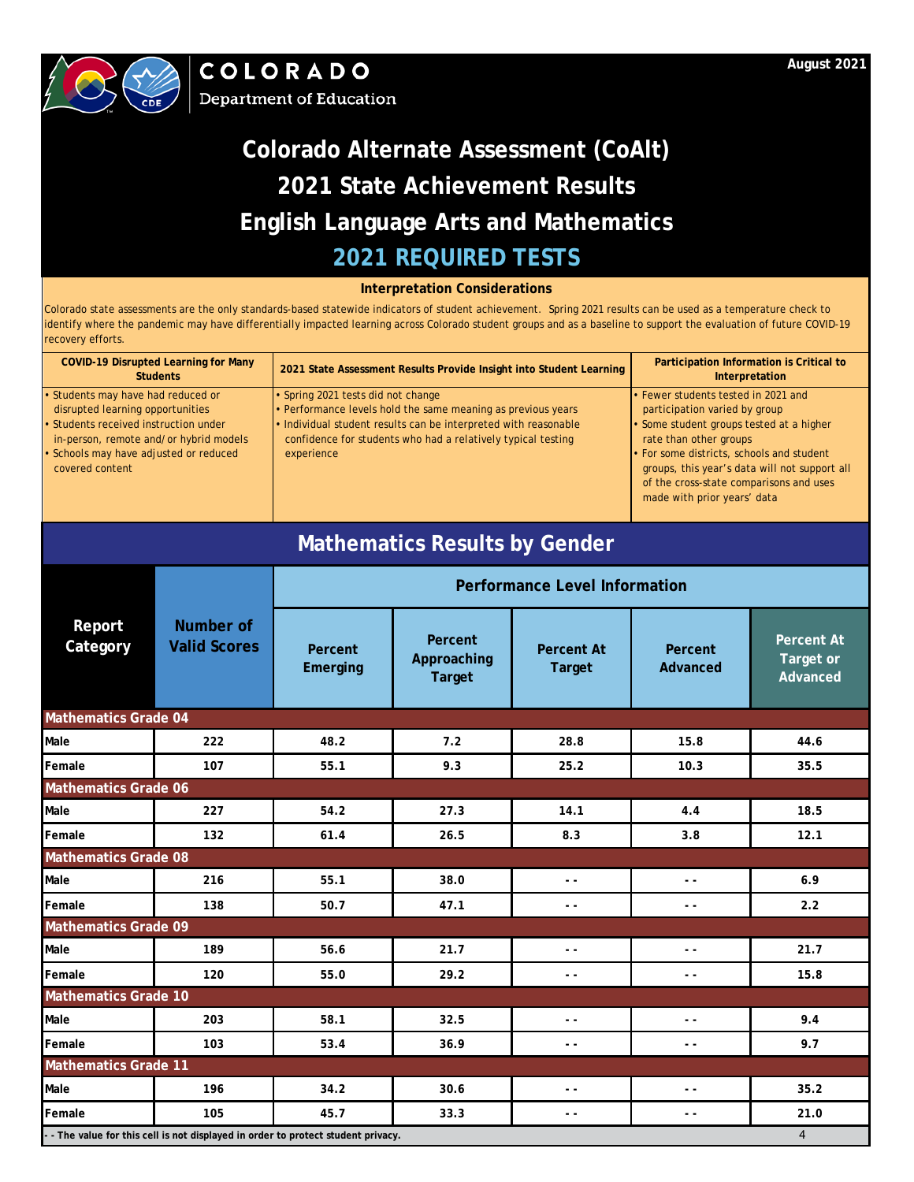COLORADO
Department of Education

August 2021

# Colorado Alternate Assessment (CoAlt)
# 2021 State Achievement Results
# English Language Arts and Mathematics
# 2021 REQUIRED TESTS

### Interpretation Considerations

Colorado state assessments are the only standards-based statewide indicators of student achievement. Spring 2021 results can be used as a temperature check to identify where the pandemic may have differentially impacted learning across Colorado student groups and as a baseline to support the evaluation of future COVID-19 recovery efforts.

| COVID-19 Disrupted Learning for Many Students | 2021 State Assessment Results Provide Insight into Student Learning | Participation Information is Critical to Interpretation |
|---|---|---|
| • Students may have had reduced or disrupted learning opportunities<br>• Students received instruction under in-person, remote and/or hybrid models<br>• Schools may have adjusted or reduced covered content | • Spring 2021 tests did not change<br>• Performance levels hold the same meaning as previous years<br>• Individual student results can be interpreted with reasonable confidence for students who had a relatively typical testing experience | • Fewer students tested in 2021 and participation varied by group<br>• Some student groups tested at a higher rate than other groups<br>• For some districts, schools and student groups, this year's data will not support all of the cross-state comparisons and uses made with prior years' data |

## Mathematics Results by Gender

| Report Category | Number of Valid Scores | Performance Level Information | | | | |
|---|---|---|---|---|---|---|
| | | Percent Emerging | Percent Approaching Target | Percent At Target | Percent Advanced | Percent At Target or Advanced |
| **Mathematics Grade 04** | | | | | | |
| Male | 222 | 48.2 | 7.2 | 28.8 | 15.8 | 44.6 |
| Female | 107 | 55.1 | 9.3 | 25.2 | 10.3 | 35.5 |
| **Mathematics Grade 06** | | | | | | |
| Male | 227 | 54.2 | 27.3 | 14.1 | 4.4 | 18.5 |
| Female | 132 | 61.4 | 26.5 | 8.3 | 3.8 | 12.1 |
| **Mathematics Grade 08** | | | | | | |
| Male | 216 | 55.1 | 38.0 | - - | - - | 6.9 |
| Female | 138 | 50.7 | 47.1 | - - | - - | 2.2 |
| **Mathematics Grade 09** | | | | | | |
| Male | 189 | 56.6 | 21.7 | - - | - - | 21.7 |
| Female | 120 | 55.0 | 29.2 | - - | - - | 15.8 |
| **Mathematics Grade 10** | | | | | | |
| Male | 203 | 58.1 | 32.5 | - - | - - | 9.4 |
| Female | 103 | 53.4 | 36.9 | - - | - - | 9.7 |
| **Mathematics Grade 11** | | | | | | |
| Male | 196 | 34.2 | 30.6 | - - | - - | 35.2 |
| Female | 105 | 45.7 | 33.3 | - - | - - | 21.0 |

- - The value for this cell is not displayed in order to protect student privacy.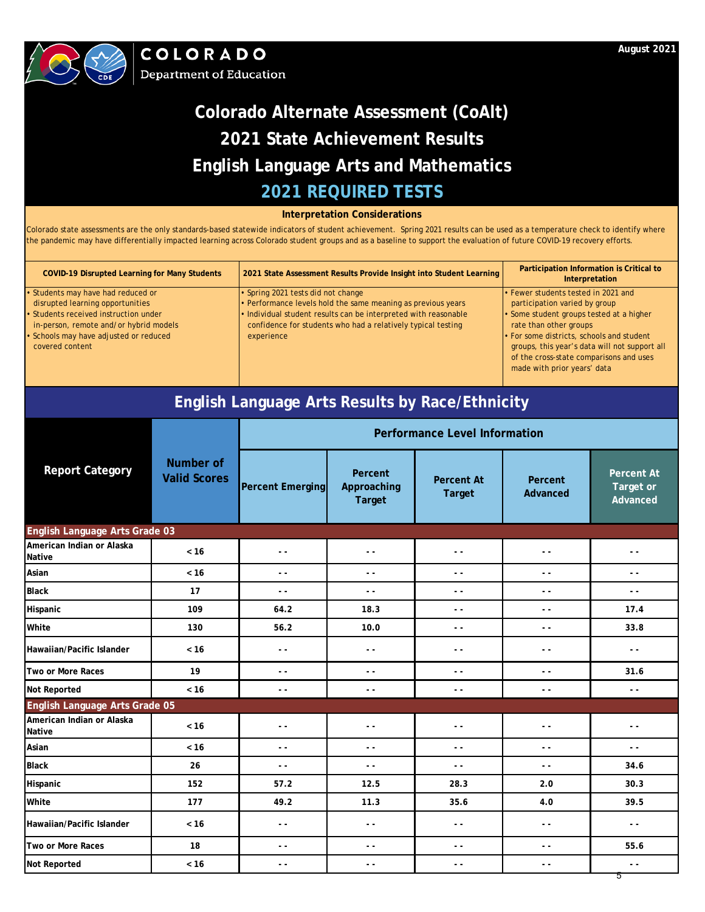COLORADO
Department of Education

August 2021

# Colorado Alternate Assessment (CoAlt)
# 2021 State Achievement Results
# English Language Arts and Mathematics
## 2021 REQUIRED TESTS

### Interpretation Considerations

Colorado state assessments are the only standards-based statewide indicators of student achievement. Spring 2021 results can be used as a temperature check to identify where the pandemic may have differentially impacted learning across Colorado student groups and as a baseline to support the evaluation of future COVID-19 recovery efforts.

| COVID-19 Disrupted Learning for Many Students | 2021 State Assessment Results Provide Insight into Student Learning | Participation Information is Critical to Interpretation |
|---|---|---|
| • Students may have had reduced or disrupted learning opportunities<br>• Students received instruction under in-person, remote and/or hybrid models<br>• Schools may have adjusted or reduced covered content | • Spring 2021 tests did not change<br>• Performance levels hold the same meaning as previous years<br>• Individual student results can be interpreted with reasonable confidence for students who had a relatively typical testing experience | • Fewer students tested in 2021 and participation varied by group<br>• Some student groups tested at a higher rate than other groups<br>• For some districts, schools and student groups, this year's data will not support all of the cross-state comparisons and uses made with prior years' data |

## English Language Arts Results by Race/Ethnicity

| Report Category | Number of Valid Scores | Performance Level Information | | | | |
|---|---|---|---|---|---|---|
| | | Percent Emerging | Percent Approaching Target | Percent At Target | Percent Advanced | Percent At Target or Advanced |
| **English Language Arts Grade 03** | | | | | | |
| American Indian or Alaska Native | < 16 | - - | - - | - - | - - | - - |
| Asian | < 16 | - - | - - | - - | - - | - - |
| Black | 17 | - - | - - | - - | - - | - - |
| Hispanic | 109 | 64.2 | 18.3 | - - | - - | 17.4 |
| White | 130 | 56.2 | 10.0 | - - | - - | 33.8 |
| Hawaiian/Pacific Islander | < 16 | - - | - - | - - | - - | - - |
| Two or More Races | 19 | - - | - - | - - | - - | 31.6 |
| Not Reported | < 16 | - - | - - | - - | - - | - - |
| **English Language Arts Grade 05** | | | | | | |
| American Indian or Alaska Native | < 16 | - - | - - | - - | - - | - - |
| Asian | < 16 | - - | - - | - - | - - | - - |
| Black | 26 | - - | - - | - - | - - | 34.6 |
| Hispanic | 152 | 57.2 | 12.5 | 28.3 | 2.0 | 30.3 |
| White | 177 | 49.2 | 11.3 | 35.6 | 4.0 | 39.5 |
| Hawaiian/Pacific Islander | < 16 | - - | - - | - - | - - | - - |
| Two or More Races | 18 | - - | - - | - - | - - | 55.6 |
| Not Reported | < 16 | - - | - - | - - | - - | - - |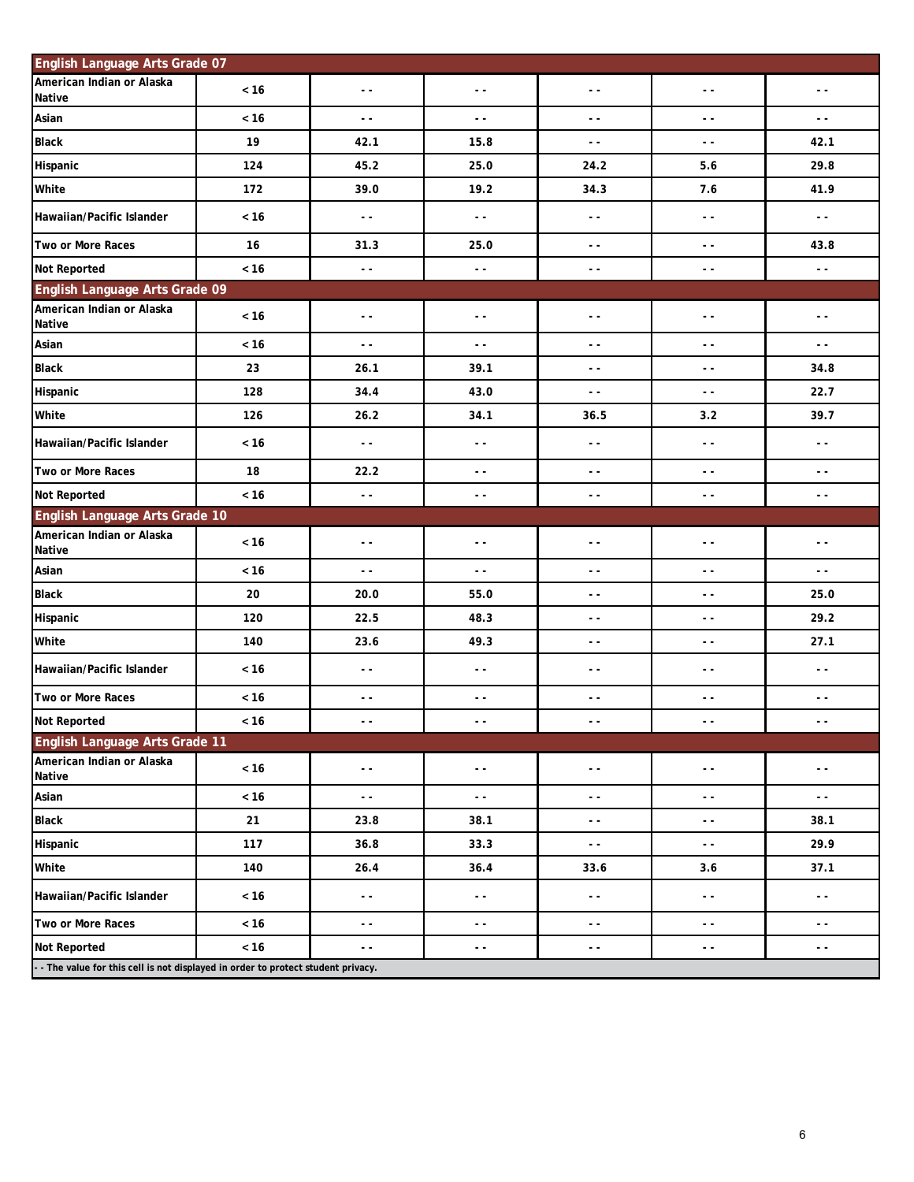| English Language Arts Grade 07 | | | | | | |
|---|---|---|---|---|---|---|
| American Indian or Alaska Native | < 16 | - - | - - | - - | - - | - - |
| Asian | < 16 | - - | - - | - - | - - | - - |
| Black | 19 | 42.1 | 15.8 | - - | - - | 42.1 |
| Hispanic | 124 | 45.2 | 25.0 | 24.2 | 5.6 | 29.8 |
| White | 172 | 39.0 | 19.2 | 34.3 | 7.6 | 41.9 |
| Hawaiian/Pacific Islander | < 16 | - - | - - | - - | - - | - - |
| Two or More Races | 16 | 31.3 | 25.0 | - - | - - | 43.8 |
| Not Reported | < 16 | - - | - - | - - | - - | - - |
| **English Language Arts Grade 09** | | | | | | |
| American Indian or Alaska Native | < 16 | - - | - - | - - | - - | - - |
| Asian | < 16 | - - | - - | - - | - - | - - |
| Black | 23 | 26.1 | 39.1 | - - | - - | 34.8 |
| Hispanic | 128 | 34.4 | 43.0 | - - | - - | 22.7 |
| White | 126 | 26.2 | 34.1 | 36.5 | 3.2 | 39.7 |
| Hawaiian/Pacific Islander | < 16 | - - | - - | - - | - - | - - |
| Two or More Races | 18 | 22.2 | - - | - - | - - | - - |
| Not Reported | < 16 | - - | - - | - - | - - | - - |
| **English Language Arts Grade 10** | | | | | | |
| American Indian or Alaska Native | < 16 | - - | - - | - - | - - | - - |
| Asian | < 16 | - - | - - | - - | - - | - - |
| Black | 20 | 20.0 | 55.0 | - - | - - | 25.0 |
| Hispanic | 120 | 22.5 | 48.3 | - - | - - | 29.2 |
| White | 140 | 23.6 | 49.3 | - - | - - | 27.1 |
| Hawaiian/Pacific Islander | < 16 | - - | - - | - - | - - | - - |
| Two or More Races | < 16 | - - | - - | - - | - - | - - |
| Not Reported | < 16 | - - | - - | - - | - - | - - |
| **English Language Arts Grade 11** | | | | | | |
| American Indian or Alaska Native | < 16 | - - | - - | - - | - - | - - |
| Asian | < 16 | - - | - - | - - | - - | - - |
| Black | 21 | 23.8 | 38.1 | - - | - - | 38.1 |
| Hispanic | 117 | 36.8 | 33.3 | - - | - - | 29.9 |
| White | 140 | 26.4 | 36.4 | 33.6 | 3.6 | 37.1 |
| Hawaiian/Pacific Islander | < 16 | - - | - - | - - | - - | - - |
| Two or More Races | < 16 | - - | - - | - - | - - | - - |
| Not Reported | < 16 | - - | - - | - - | - - | - - |

- - The value for this cell is not displayed in order to protect student privacy.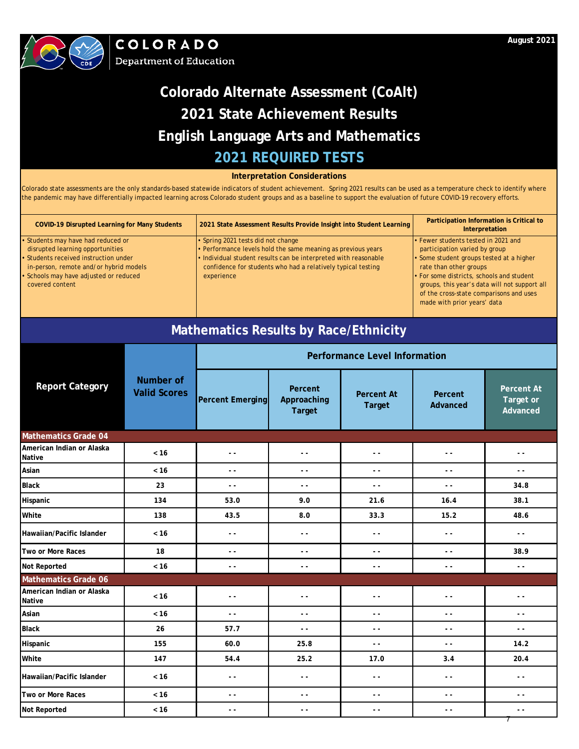COLORADO Department of Education

August 2021

# Colorado Alternate Assessment (CoAlt)
# 2021 State Achievement Results
# English Language Arts and Mathematics
# 2021 REQUIRED TESTS

### Interpretation Considerations

Colorado state assessments are the only standards-based statewide indicators of student achievement. Spring 2021 results can be used as a temperature check to identify where the pandemic may have differentially impacted learning across Colorado student groups and as a baseline to support the evaluation of future COVID-19 recovery efforts.

| COVID-19 Disrupted Learning for Many Students | 2021 State Assessment Results Provide Insight into Student Learning | Participation Information is Critical to Interpretation |
|---|---|---|
| • Students may have had reduced or disrupted learning opportunities<br>• Students received instruction under in-person, remote and/or hybrid models<br>• Schools may have adjusted or reduced covered content | • Spring 2021 tests did not change<br>• Performance levels hold the same meaning as previous years<br>• Individual student results can be interpreted with reasonable confidence for students who had a relatively typical testing experience | • Fewer students tested in 2021 and participation varied by group<br>• Some student groups tested at a higher rate than other groups<br>• For some districts, schools and student groups, this year's data will not support all of the cross-state comparisons and uses made with prior years' data |

## Mathematics Results by Race/Ethnicity

| Report Category | Number of Valid Scores | Performance Level Information | | | | |
|---|---|---|---|---|---|---|
| | | Percent Emerging | Percent Approaching Target | Percent At Target | Percent Advanced | Percent At Target or Advanced |
| **Mathematics Grade 04** | | | | | | |
| American Indian or Alaska Native | < 16 | - - | - - | - - | - - | - - |
| Asian | < 16 | - - | - - | - - | - - | - - |
| Black | 23 | - - | - - | - - | - - | 34.8 |
| Hispanic | 134 | 53.0 | 9.0 | 21.6 | 16.4 | 38.1 |
| White | 138 | 43.5 | 8.0 | 33.3 | 15.2 | 48.6 |
| Hawaiian/Pacific Islander | < 16 | - - | - - | - - | - - | - - |
| Two or More Races | 18 | - - | - - | - - | - - | 38.9 |
| Not Reported | < 16 | - - | - - | - - | - - | - - |
| **Mathematics Grade 06** | | | | | | |
| American Indian or Alaska Native | < 16 | - - | - - | - - | - - | - - |
| Asian | < 16 | - - | - - | - - | - - | - - |
| Black | 26 | 57.7 | - - | - - | - - | - - |
| Hispanic | 155 | 60.0 | 25.8 | - - | - - | 14.2 |
| White | 147 | 54.4 | 25.2 | 17.0 | 3.4 | 20.4 |
| Hawaiian/Pacific Islander | < 16 | - - | - - | - - | - - | - - |
| Two or More Races | < 16 | - - | - - | - - | - - | - - |
| Not Reported | < 16 | - - | - - | - - | - - | - - |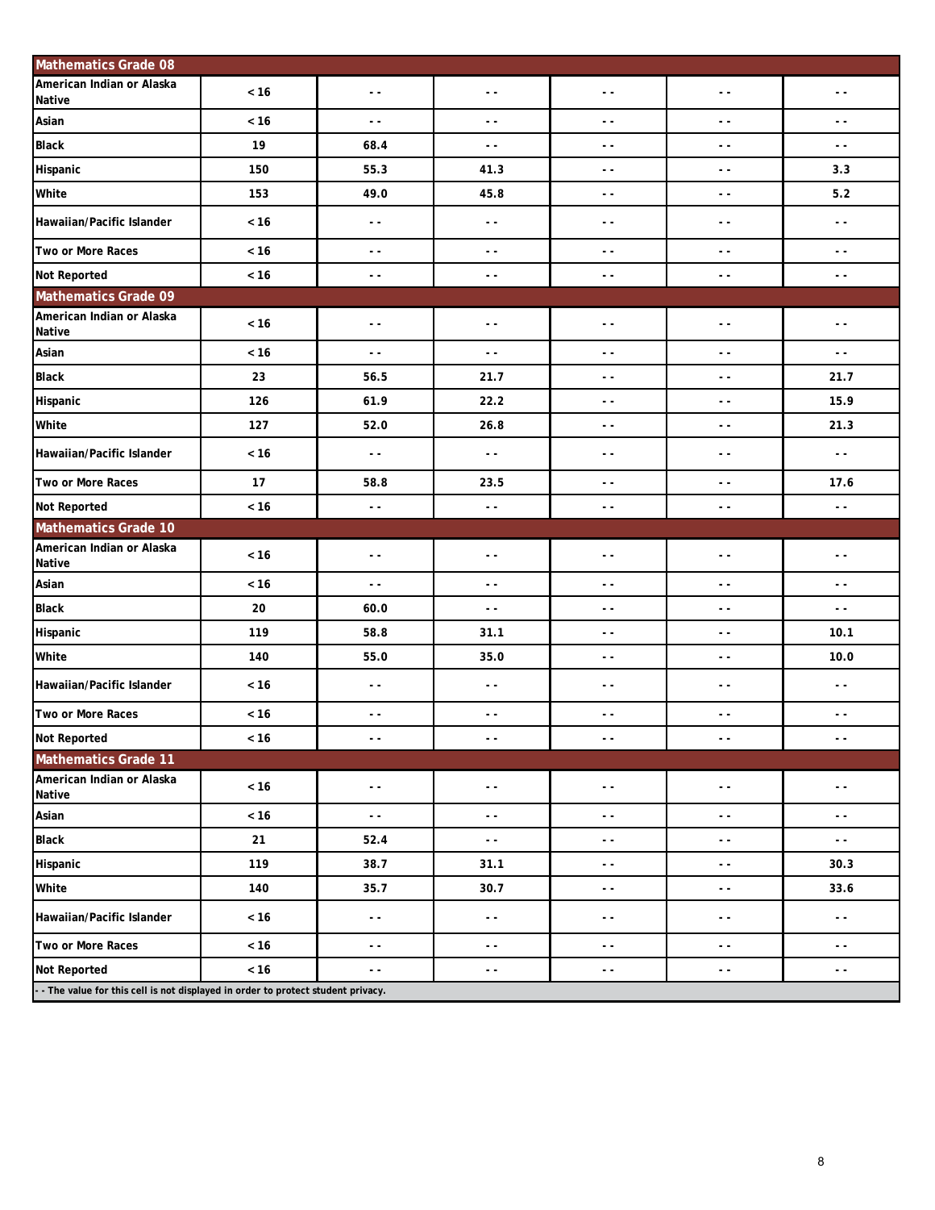| Mathematics Grade 08 | | | | | | |
|---|---|---|---|---|---|---|
| American Indian or Alaska Native | < 16 | - - | - - | - - | - - | - - |
| Asian | < 16 | - - | - - | - - | - - | - - |
| Black | 19 | 68.4 | - - | - - | - - | - - |
| Hispanic | 150 | 55.3 | 41.3 | - - | - - | 3.3 |
| White | 153 | 49.0 | 45.8 | - - | - - | 5.2 |
| Hawaiian/Pacific Islander | < 16 | - - | - - | - - | - - | - - |
| Two or More Races | < 16 | - - | - - | - - | - - | - - |
| Not Reported | < 16 | - - | - - | - - | - - | - - |
| **Mathematics Grade 09** | | | | | | |
| American Indian or Alaska Native | < 16 | - - | - - | - - | - - | - - |
| Asian | < 16 | - - | - - | - - | - - | - - |
| Black | 23 | 56.5 | 21.7 | - - | - - | 21.7 |
| Hispanic | 126 | 61.9 | 22.2 | - - | - - | 15.9 |
| White | 127 | 52.0 | 26.8 | - - | - - | 21.3 |
| Hawaiian/Pacific Islander | < 16 | - - | - - | - - | - - | - - |
| Two or More Races | 17 | 58.8 | 23.5 | - - | - - | 17.6 |
| Not Reported | < 16 | - - | - - | - - | - - | - - |
| **Mathematics Grade 10** | | | | | | |
| American Indian or Alaska Native | < 16 | - - | - - | - - | - - | - - |
| Asian | < 16 | - - | - - | - - | - - | - - |
| Black | 20 | 60.0 | - - | - - | - - | - - |
| Hispanic | 119 | 58.8 | 31.1 | - - | - - | 10.1 |
| White | 140 | 55.0 | 35.0 | - - | - - | 10.0 |
| Hawaiian/Pacific Islander | < 16 | - - | - - | - - | - - | - - |
| Two or More Races | < 16 | - - | - - | - - | - - | - - |
| Not Reported | < 16 | - - | - - | - - | - - | - - |
| **Mathematics Grade 11** | | | | | | |
| American Indian or Alaska Native | < 16 | - - | - - | - - | - - | - - |
| Asian | < 16 | - - | - - | - - | - - | - - |
| Black | 21 | 52.4 | - - | - - | - - | - - |
| Hispanic | 119 | 38.7 | 31.1 | - - | - - | 30.3 |
| White | 140 | 35.7 | 30.7 | - - | - - | 33.6 |
| Hawaiian/Pacific Islander | < 16 | - - | - - | - - | - - | - - |
| Two or More Races | < 16 | - - | - - | - - | - - | - - |
| Not Reported | < 16 | - - | - - | - - | - - | - - |

- - The value for this cell is not displayed in order to protect student privacy.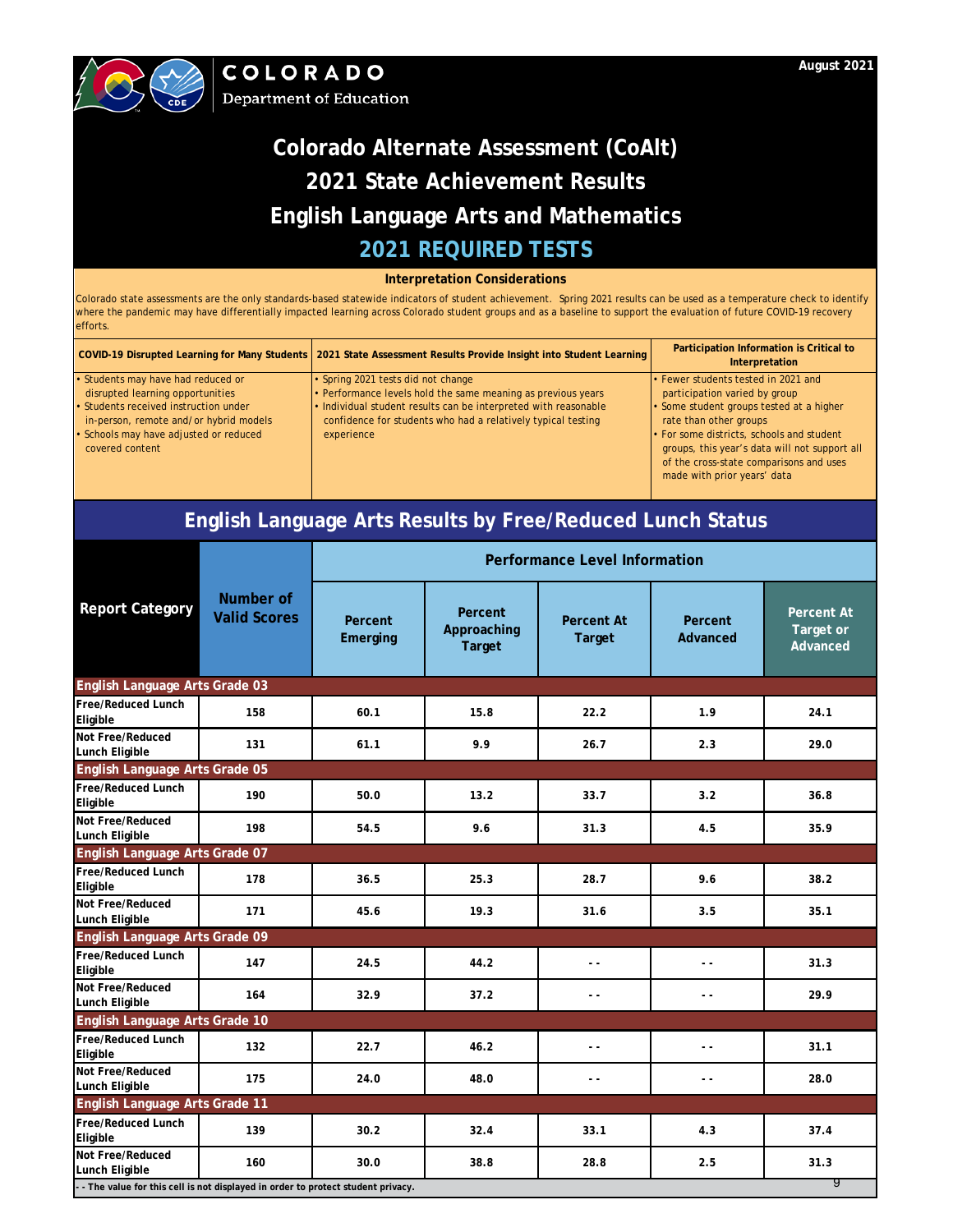August 2021

COLORADO Department of Education

# Colorado Alternate Assessment (CoAlt)
# 2021 State Achievement Results
# English Language Arts and Mathematics
# 2021 REQUIRED TESTS

### Interpretation Considerations

Colorado state assessments are the only standards-based statewide indicators of student achievement. Spring 2021 results can be used as a temperature check to identify where the pandemic may have differentially impacted learning across Colorado student groups and as a baseline to support the evaluation of future COVID-19 recovery efforts.

| COVID-19 Disrupted Learning for Many Students | 2021 State Assessment Results Provide Insight into Student Learning | Participation Information is Critical to Interpretation |
|---|---|---|
| • Students may have had reduced or disrupted learning opportunities<br>• Students received instruction under in-person, remote and/or hybrid models<br>• Schools may have adjusted or reduced covered content | • Spring 2021 tests did not change<br>• Performance levels hold the same meaning as previous years<br>• Individual student results can be interpreted with reasonable confidence for students who had a relatively typical testing experience | • Fewer students tested in 2021 and participation varied by group<br>• Some student groups tested at a higher rate than other groups<br>• For some districts, schools and student groups, this year's data will not support all of the cross-state comparisons and uses made with prior years' data |

## English Language Arts Results by Free/Reduced Lunch Status

| Report Category | Number of Valid Scores | Performance Level Information | | | | |
|---|---|---|---|---|---|---|
| | | Percent Emerging | Percent Approaching Target | Percent At Target | Percent Advanced | Percent At Target or Advanced |
| **English Language Arts Grade 03** | | | | | | |
| Free/Reduced Lunch Eligible | 158 | 60.1 | 15.8 | 22.2 | 1.9 | 24.1 |
| Not Free/Reduced Lunch Eligible | 131 | 61.1 | 9.9 | 26.7 | 2.3 | 29.0 |
| **English Language Arts Grade 05** | | | | | | |
| Free/Reduced Lunch Eligible | 190 | 50.0 | 13.2 | 33.7 | 3.2 | 36.8 |
| Not Free/Reduced Lunch Eligible | 198 | 54.5 | 9.6 | 31.3 | 4.5 | 35.9 |
| **English Language Arts Grade 07** | | | | | | |
| Free/Reduced Lunch Eligible | 178 | 36.5 | 25.3 | 28.7 | 9.6 | 38.2 |
| Not Free/Reduced Lunch Eligible | 171 | 45.6 | 19.3 | 31.6 | 3.5 | 35.1 |
| **English Language Arts Grade 09** | | | | | | |
| Free/Reduced Lunch Eligible | 147 | 24.5 | 44.2 | - - | - - | 31.3 |
| Not Free/Reduced Lunch Eligible | 164 | 32.9 | 37.2 | - - | - - | 29.9 |
| **English Language Arts Grade 10** | | | | | | |
| Free/Reduced Lunch Eligible | 132 | 22.7 | 46.2 | - - | - - | 31.1 |
| Not Free/Reduced Lunch Eligible | 175 | 24.0 | 48.0 | - - | - - | 28.0 |
| **English Language Arts Grade 11** | | | | | | |
| Free/Reduced Lunch Eligible | 139 | 30.2 | 32.4 | 33.1 | 4.3 | 37.4 |
| Not Free/Reduced Lunch Eligible | 160 | 30.0 | 38.8 | 28.8 | 2.5 | 31.3 |

- - The value for this cell is not displayed in order to protect student privacy.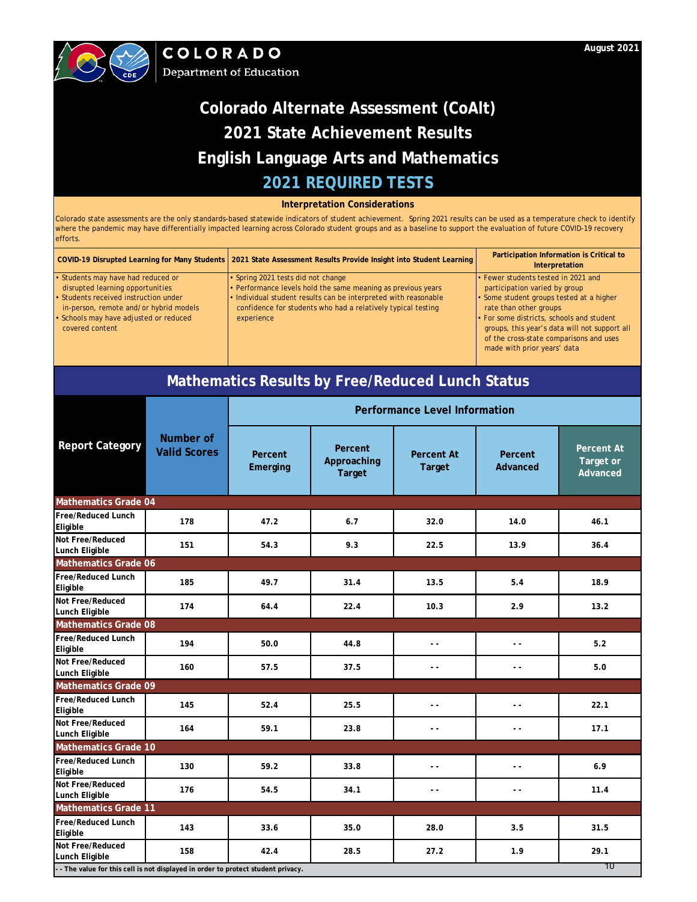August 2021

COLORADO
Department of Education

# Colorado Alternate Assessment (CoAlt)
# 2021 State Achievement Results
# English Language Arts and Mathematics
# 2021 REQUIRED TESTS

### Interpretation Considerations

Colorado state assessments are the only standards-based statewide indicators of student achievement. Spring 2021 results can be used as a temperature check to identify where the pandemic may have differentially impacted learning across Colorado student groups and as a baseline to support the evaluation of future COVID-19 recovery efforts.

| COVID-19 Disrupted Learning for Many Students | 2021 State Assessment Results Provide Insight into Student Learning | Participation Information is Critical to Interpretation |
|---|---|---|
| • Students may have had reduced or disrupted learning opportunities<br>• Students received instruction under in-person, remote and/or hybrid models<br>• Schools may have adjusted or reduced covered content | • Spring 2021 tests did not change<br>• Performance levels hold the same meaning as previous years<br>• Individual student results can be interpreted with reasonable confidence for students who had a relatively typical testing experience | • Fewer students tested in 2021 and participation varied by group<br>• Some student groups tested at a higher rate than other groups<br>• For some districts, schools and student groups, this year's data will not support all of the cross-state comparisons and uses made with prior years' data |

## Mathematics Results by Free/Reduced Lunch Status

| Report Category | Number of Valid Scores | Performance Level Information | | | | |
|---|---|---|---|---|---|---|
| | | Percent Emerging | Percent Approaching Target | Percent At Target | Percent Advanced | Percent At Target or Advanced |
| **Mathematics Grade 04** | | | | | | |
| Free/Reduced Lunch Eligible | 178 | 47.2 | 6.7 | 32.0 | 14.0 | 46.1 |
| Not Free/Reduced Lunch Eligible | 151 | 54.3 | 9.3 | 22.5 | 13.9 | 36.4 |
| **Mathematics Grade 06** | | | | | | |
| Free/Reduced Lunch Eligible | 185 | 49.7 | 31.4 | 13.5 | 5.4 | 18.9 |
| Not Free/Reduced Lunch Eligible | 174 | 64.4 | 22.4 | 10.3 | 2.9 | 13.2 |
| **Mathematics Grade 08** | | | | | | |
| Free/Reduced Lunch Eligible | 194 | 50.0 | 44.8 | - - | - - | 5.2 |
| Not Free/Reduced Lunch Eligible | 160 | 57.5 | 37.5 | - - | - - | 5.0 |
| **Mathematics Grade 09** | | | | | | |
| Free/Reduced Lunch Eligible | 145 | 52.4 | 25.5 | - - | - - | 22.1 |
| Not Free/Reduced Lunch Eligible | 164 | 59.1 | 23.8 | - - | - - | 17.1 |
| **Mathematics Grade 10** | | | | | | |
| Free/Reduced Lunch Eligible | 130 | 59.2 | 33.8 | - - | - - | 6.9 |
| Not Free/Reduced Lunch Eligible | 176 | 54.5 | 34.1 | - - | - - | 11.4 |
| **Mathematics Grade 11** | | | | | | |
| Free/Reduced Lunch Eligible | 143 | 33.6 | 35.0 | 28.0 | 3.5 | 31.5 |
| Not Free/Reduced Lunch Eligible | 158 | 42.4 | 28.5 | 27.2 | 1.9 | 29.1 |

- - The value for this cell is not displayed in order to protect student privacy.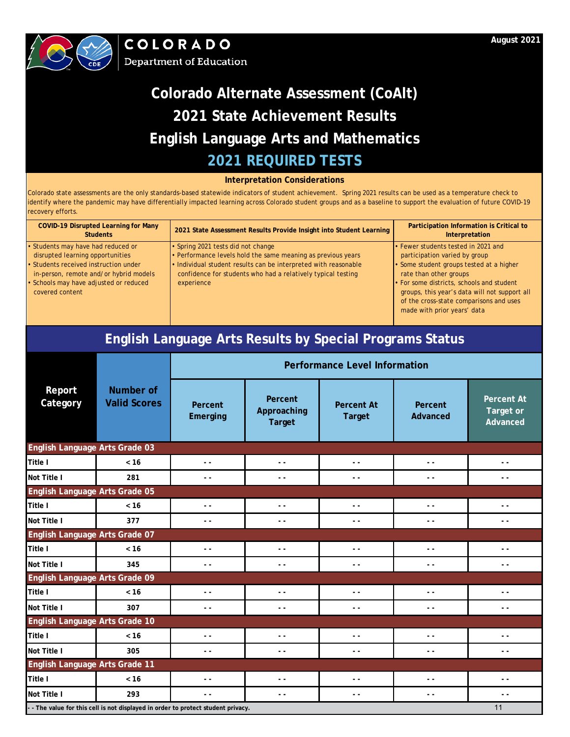COLORADO
Department of Education

August 2021

# Colorado Alternate Assessment (CoAlt)
# 2021 State Achievement Results
# English Language Arts and Mathematics
# 2021 REQUIRED TESTS

### Interpretation Considerations

Colorado state assessments are the only standards-based statewide indicators of student achievement. Spring 2021 results can be used as a temperature check to identify where the pandemic may have differentially impacted learning across Colorado student groups and as a baseline to support the evaluation of future COVID-19 recovery efforts.

| COVID-19 Disrupted Learning for Many Students | 2021 State Assessment Results Provide Insight into Student Learning | Participation Information is Critical to Interpretation |
|---|---|---|
| • Students may have had reduced or disrupted learning opportunities<br>• Students received instruction under in-person, remote and/or hybrid models<br>• Schools may have adjusted or reduced covered content | • Spring 2021 tests did not change<br>• Performance levels hold the same meaning as previous years<br>• Individual student results can be interpreted with reasonable confidence for students who had a relatively typical testing experience | • Fewer students tested in 2021 and participation varied by group<br>• Some student groups tested at a higher rate than other groups<br>• For some districts, schools and student groups, this year's data will not support all of the cross-state comparisons and uses made with prior years' data |

## English Language Arts Results by Special Programs Status

| Report Category | Number of Valid Scores | Performance Level Information | | | | |
|---|---|---|---|---|---|---|
| | | Percent Emerging | Percent Approaching Target | Percent At Target | Percent Advanced | Percent At Target or Advanced |
| **English Language Arts Grade 03** | | | | | | |
| Title I | < 16 | - - | - - | - - | - - | - - |
| Not Title I | 281 | - - | - - | - - | - - | - - |
| **English Language Arts Grade 05** | | | | | | |
| Title I | < 16 | - - | - - | - - | - - | - - |
| Not Title I | 377 | - - | - - | - - | - - | - - |
| **English Language Arts Grade 07** | | | | | | |
| Title I | < 16 | - - | - - | - - | - - | - - |
| Not Title I | 345 | - - | - - | - - | - - | - - |
| **English Language Arts Grade 09** | | | | | | |
| Title I | < 16 | - - | - - | - - | - - | - - |
| Not Title I | 307 | - - | - - | - - | - - | - - |
| **English Language Arts Grade 10** | | | | | | |
| Title I | < 16 | - - | - - | - - | - - | - - |
| Not Title I | 305 | - - | - - | - - | - - | - - |
| **English Language Arts Grade 11** | | | | | | |
| Title I | < 16 | - - | - - | - - | - - | - - |
| Not Title I | 293 | - - | - - | - - | - - | - - |

- - The value for this cell is not displayed in order to protect student privacy.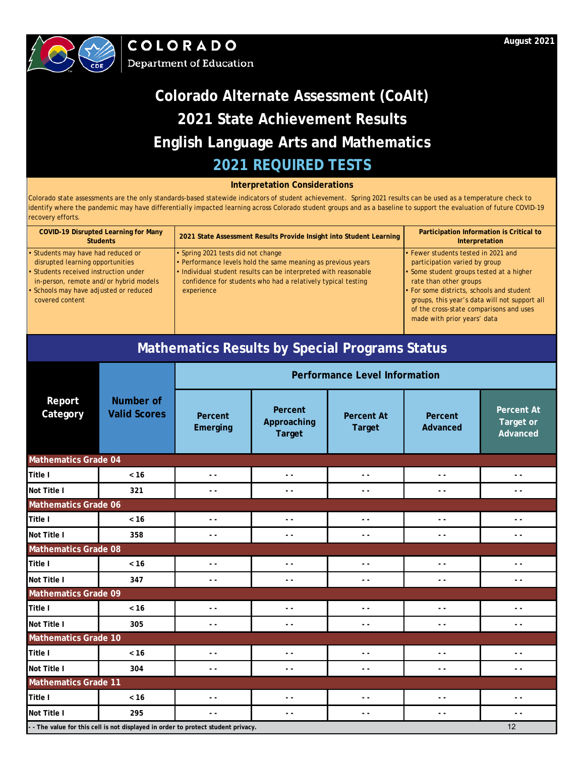August 2021

# Colorado Alternate Assessment (CoAlt)
# 2021 State Achievement Results
# English Language Arts and Mathematics
# 2021 REQUIRED TESTS

### Interpretation Considerations

Colorado state assessments are the only standards-based statewide indicators of student achievement. Spring 2021 results can be used as a temperature check to identify where the pandemic may have differentially impacted learning across Colorado student groups and as a baseline to support the evaluation of future COVID-19 recovery efforts.

| COVID-19 Disrupted Learning for Many Students | 2021 State Assessment Results Provide Insight into Student Learning | Participation Information is Critical to Interpretation |
|---|---|---|
| • Students may have had reduced or disrupted learning opportunities<br>• Students received instruction under in-person, remote and/or hybrid models<br>• Schools may have adjusted or reduced covered content | • Spring 2021 tests did not change<br>• Performance levels hold the same meaning as previous years<br>• Individual student results can be interpreted with reasonable confidence for students who had a relatively typical testing experience | • Fewer students tested in 2021 and participation varied by group<br>• Some student groups tested at a higher rate than other groups<br>• For some districts, schools and student groups, this year's data will not support all of the cross-state comparisons and uses made with prior years' data |

## Mathematics Results by Special Programs Status

| Report Category | Number of Valid Scores | Performance Level Information | | | | |
|---|---|---|---|---|---|---|
| | | Percent Emerging | Percent Approaching Target | Percent At Target | Percent Advanced | Percent At Target or Advanced |
| **Mathematics Grade 04** | | | | | | |
| Title I | < 16 | - - | - - | - - | - - | - - |
| Not Title I | 321 | - - | - - | - - | - - | - - |
| **Mathematics Grade 06** | | | | | | |
| Title I | < 16 | - - | - - | - - | - - | - - |
| Not Title I | 358 | - - | - - | - - | - - | - - |
| **Mathematics Grade 08** | | | | | | |
| Title I | < 16 | - - | - - | - - | - - | - - |
| Not Title I | 347 | - - | - - | - - | - - | - - |
| **Mathematics Grade 09** | | | | | | |
| Title I | < 16 | - - | - - | - - | - - | - - |
| Not Title I | 305 | - - | - - | - - | - - | - - |
| **Mathematics Grade 10** | | | | | | |
| Title I | < 16 | - - | - - | - - | - - | - - |
| Not Title I | 304 | - - | - - | - - | - - | - - |
| **Mathematics Grade 11** | | | | | | |
| Title I | < 16 | - - | - - | - - | - - | - - |
| Not Title I | 295 | - - | - - | - - | - - | - - |

- - The value for this cell is not displayed in order to protect student privacy.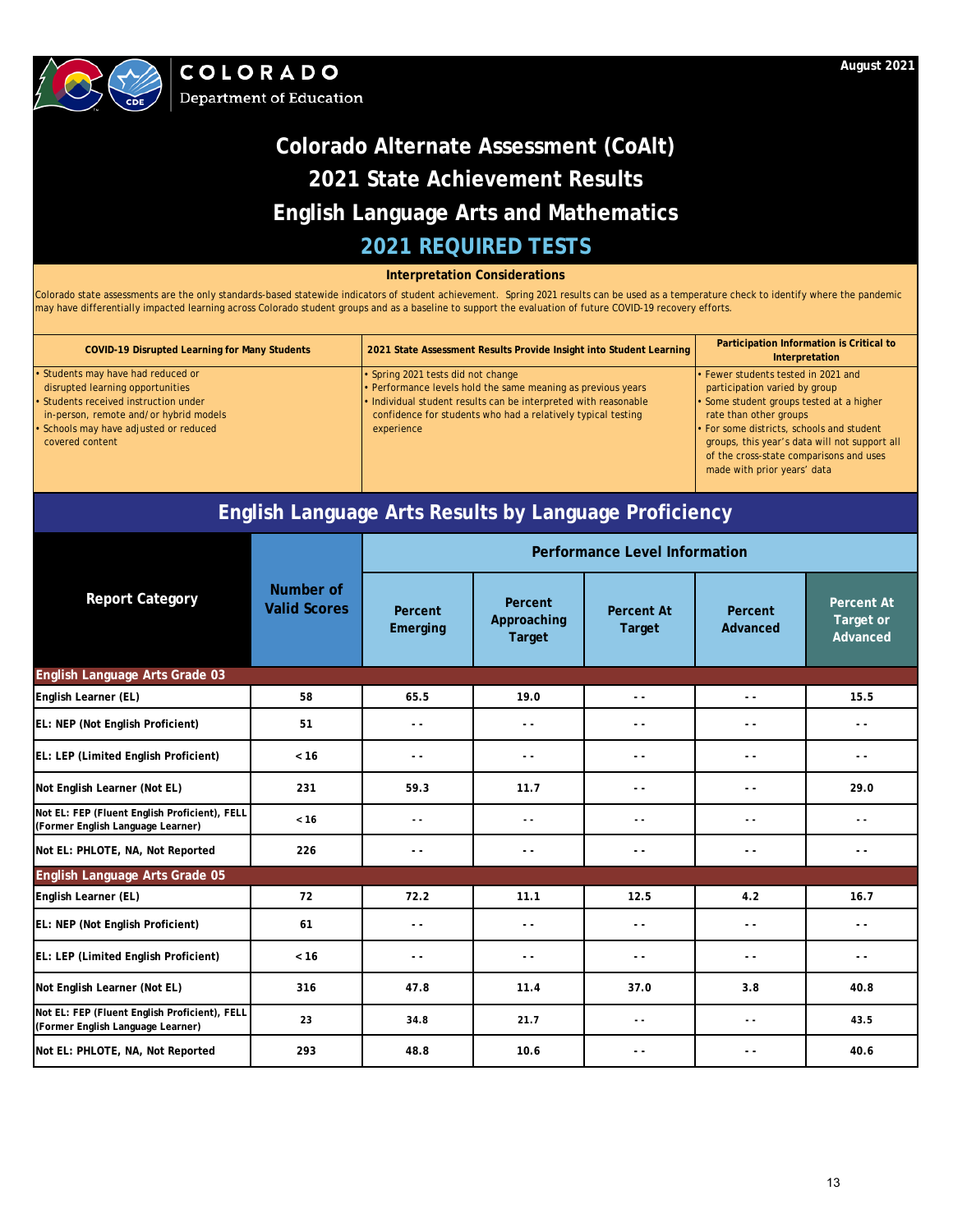COLORADO
Department of Education

August 2021

# Colorado Alternate Assessment (CoAlt)
# 2021 State Achievement Results
# English Language Arts and Mathematics
# 2021 REQUIRED TESTS

### Interpretation Considerations

Colorado state assessments are the only standards-based statewide indicators of student achievement. Spring 2021 results can be used as a temperature check to identify where the pandemic may have differentially impacted learning across Colorado student groups and as a baseline to support the evaluation of future COVID-19 recovery efforts.

| COVID-19 Disrupted Learning for Many Students | 2021 State Assessment Results Provide Insight into Student Learning | Participation Information is Critical to Interpretation |
|---|---|---|
| • Students may have had reduced or disrupted learning opportunities<br>• Students received instruction under in-person, remote and/or hybrid models<br>• Schools may have adjusted or reduced covered content | • Spring 2021 tests did not change<br>• Performance levels hold the same meaning as previous years<br>• Individual student results can be interpreted with reasonable confidence for students who had a relatively typical testing experience | • Fewer students tested in 2021 and participation varied by group<br>• Some student groups tested at a higher rate than other groups<br>• For some districts, schools and student groups, this year's data will not support all of the cross-state comparisons and uses made with prior years' data |

## English Language Arts Results by Language Proficiency

| Report Category | Number of Valid Scores | Performance Level Information | | | | |
|---|---|---|---|---|---|---|
| | | Percent Emerging | Percent Approaching Target | Percent At Target | Percent Advanced | Percent At Target or Advanced |
| **English Language Arts Grade 03** | | | | | | |
| English Learner (EL) | 58 | 65.5 | 19.0 | - - | - - | 15.5 |
| EL: NEP (Not English Proficient) | 51 | - - | - - | - - | - - | - - |
| EL: LEP (Limited English Proficient) | < 16 | - - | - - | - - | - - | - - |
| Not English Learner (Not EL) | 231 | 59.3 | 11.7 | - - | - - | 29.0 |
| Not EL: FEP (Fluent English Proficient), FELL (Former English Language Learner) | < 16 | - - | - - | - - | - - | - - |
| Not EL: PHLOTE, NA, Not Reported | 226 | - - | - - | - - | - - | - - |
| **English Language Arts Grade 05** | | | | | | |
| English Learner (EL) | 72 | 72.2 | 11.1 | 12.5 | 4.2 | 16.7 |
| EL: NEP (Not English Proficient) | 61 | - - | - - | - - | - - | - - |
| EL: LEP (Limited English Proficient) | < 16 | - - | - - | - - | - - | - - |
| Not English Learner (Not EL) | 316 | 47.8 | 11.4 | 37.0 | 3.8 | 40.8 |
| Not EL: FEP (Fluent English Proficient), FELL (Former English Language Learner) | 23 | 34.8 | 21.7 | - - | - - | 43.5 |
| Not EL: PHLOTE, NA, Not Reported | 293 | 48.8 | 10.6 | - - | - - | 40.6 |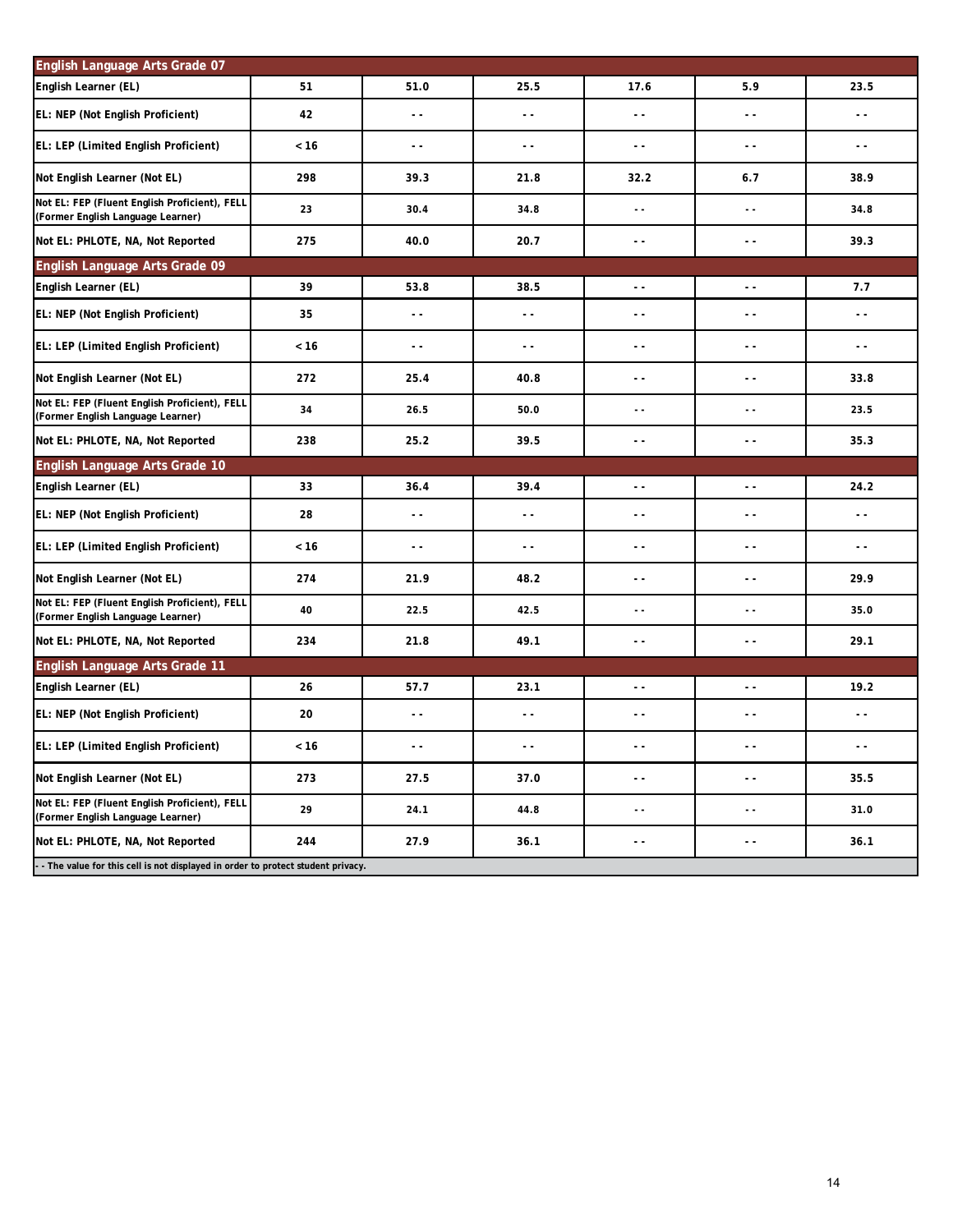| English Language Arts Grade 07 | | | | | | |
|---|---|---|---|---|---|---|
| English Learner (EL) | 51 | 51.0 | 25.5 | 17.6 | 5.9 | 23.5 |
| EL: NEP (Not English Proficient) | 42 | - - | - - | - - | - - | - - |
| EL: LEP (Limited English Proficient) | < 16 | - - | - - | - - | - - | - - |
| Not English Learner (Not EL) | 298 | 39.3 | 21.8 | 32.2 | 6.7 | 38.9 |
| Not EL: FEP (Fluent English Proficient), FELL (Former English Language Learner) | 23 | 30.4 | 34.8 | - - | - - | 34.8 |
| Not EL: PHLOTE, NA, Not Reported | 275 | 40.0 | 20.7 | - - | - - | 39.3 |
| **English Language Arts Grade 09** | | | | | | |
| English Learner (EL) | 39 | 53.8 | 38.5 | - - | - - | 7.7 |
| EL: NEP (Not English Proficient) | 35 | - - | - - | - - | - - | - - |
| EL: LEP (Limited English Proficient) | < 16 | - - | - - | - - | - - | - - |
| Not English Learner (Not EL) | 272 | 25.4 | 40.8 | - - | - - | 33.8 |
| Not EL: FEP (Fluent English Proficient), FELL (Former English Language Learner) | 34 | 26.5 | 50.0 | - - | - - | 23.5 |
| Not EL: PHLOTE, NA, Not Reported | 238 | 25.2 | 39.5 | - - | - - | 35.3 |
| **English Language Arts Grade 10** | | | | | | |
| English Learner (EL) | 33 | 36.4 | 39.4 | - - | - - | 24.2 |
| EL: NEP (Not English Proficient) | 28 | - - | - - | - - | - - | - - |
| EL: LEP (Limited English Proficient) | < 16 | - - | - - | - - | - - | - - |
| Not English Learner (Not EL) | 274 | 21.9 | 48.2 | - - | - - | 29.9 |
| Not EL: FEP (Fluent English Proficient), FELL (Former English Language Learner) | 40 | 22.5 | 42.5 | - - | - - | 35.0 |
| Not EL: PHLOTE, NA, Not Reported | 234 | 21.8 | 49.1 | - - | - - | 29.1 |
| **English Language Arts Grade 11** | | | | | | |
| English Learner (EL) | 26 | 57.7 | 23.1 | - - | - - | 19.2 |
| EL: NEP (Not English Proficient) | 20 | - - | - - | - - | - - | - - |
| EL: LEP (Limited English Proficient) | < 16 | - - | - - | - - | - - | - - |
| Not English Learner (Not EL) | 273 | 27.5 | 37.0 | - - | - - | 35.5 |
| Not EL: FEP (Fluent English Proficient), FELL (Former English Language Learner) | 29 | 24.1 | 44.8 | - - | - - | 31.0 |
| Not EL: PHLOTE, NA, Not Reported | 244 | 27.9 | 36.1 | - - | - - | 36.1 |

- - The value for this cell is not displayed in order to protect student privacy.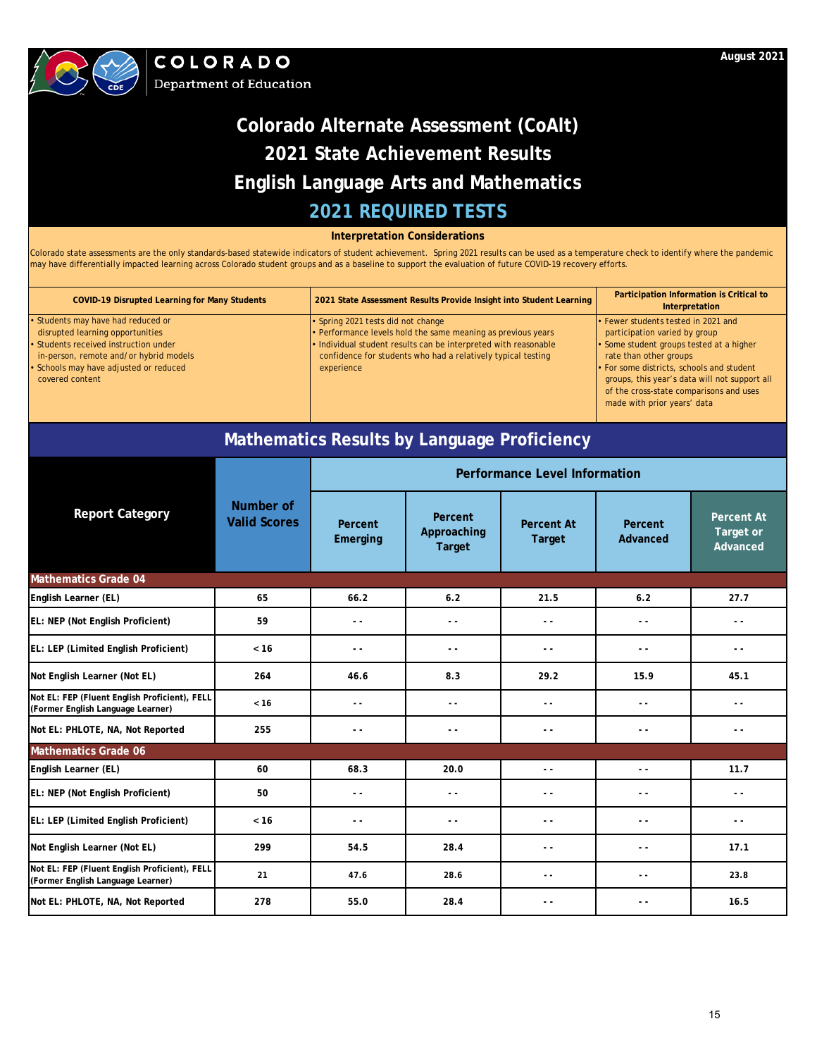COLORADO
Department of Education

August 2021

# Colorado Alternate Assessment (CoAlt)
# 2021 State Achievement Results
# English Language Arts and Mathematics
## 2021 REQUIRED TESTS

### Interpretation Considerations

Colorado state assessments are the only standards-based statewide indicators of student achievement. Spring 2021 results can be used as a temperature check to identify where the pandemic may have differentially impacted learning across Colorado student groups and as a baseline to support the evaluation of future COVID-19 recovery efforts.

| COVID-19 Disrupted Learning for Many Students | 2021 State Assessment Results Provide Insight into Student Learning | Participation Information is Critical to Interpretation |
|---|---|---|
| • Students may have had reduced or disrupted learning opportunities<br>• Students received instruction under in-person, remote and/or hybrid models<br>• Schools may have adjusted or reduced covered content | • Spring 2021 tests did not change<br>• Performance levels hold the same meaning as previous years<br>• Individual student results can be interpreted with reasonable confidence for students who had a relatively typical testing experience | • Fewer students tested in 2021 and participation varied by group<br>• Some student groups tested at a higher rate than other groups<br>• For some districts, schools and student groups, this year's data will not support all of the cross-state comparisons and uses made with prior years' data |

## Mathematics Results by Language Proficiency

| Report Category | Number of Valid Scores | Performance Level Information | | | | |
|---|---|---|---|---|---|---|
| | | Percent Emerging | Percent Approaching Target | Percent At Target | Percent Advanced | Percent At Target or Advanced |
| **Mathematics Grade 04** | | | | | | |
| English Learner (EL) | 65 | 66.2 | 6.2 | 21.5 | 6.2 | 27.7 |
| EL: NEP (Not English Proficient) | 59 | - - | - - | - - | - - | - - |
| EL: LEP (Limited English Proficient) | < 16 | - - | - - | - - | - - | - - |
| Not English Learner (Not EL) | 264 | 46.6 | 8.3 | 29.2 | 15.9 | 45.1 |
| Not EL: FEP (Fluent English Proficient), FELL (Former English Language Learner) | < 16 | - - | - - | - - | - - | - - |
| Not EL: PHLOTE, NA, Not Reported | 255 | - - | - - | - - | - - | - - |
| **Mathematics Grade 06** | | | | | | |
| English Learner (EL) | 60 | 68.3 | 20.0 | - - | - - | 11.7 |
| EL: NEP (Not English Proficient) | 50 | - - | - - | - - | - - | - - |
| EL: LEP (Limited English Proficient) | < 16 | - - | - - | - - | - - | - - |
| Not English Learner (Not EL) | 299 | 54.5 | 28.4 | - - | - - | 17.1 |
| Not EL: FEP (Fluent English Proficient), FELL (Former English Language Learner) | 21 | 47.6 | 28.6 | - - | - - | 23.8 |
| Not EL: PHLOTE, NA, Not Reported | 278 | 55.0 | 28.4 | - - | - - | 16.5 |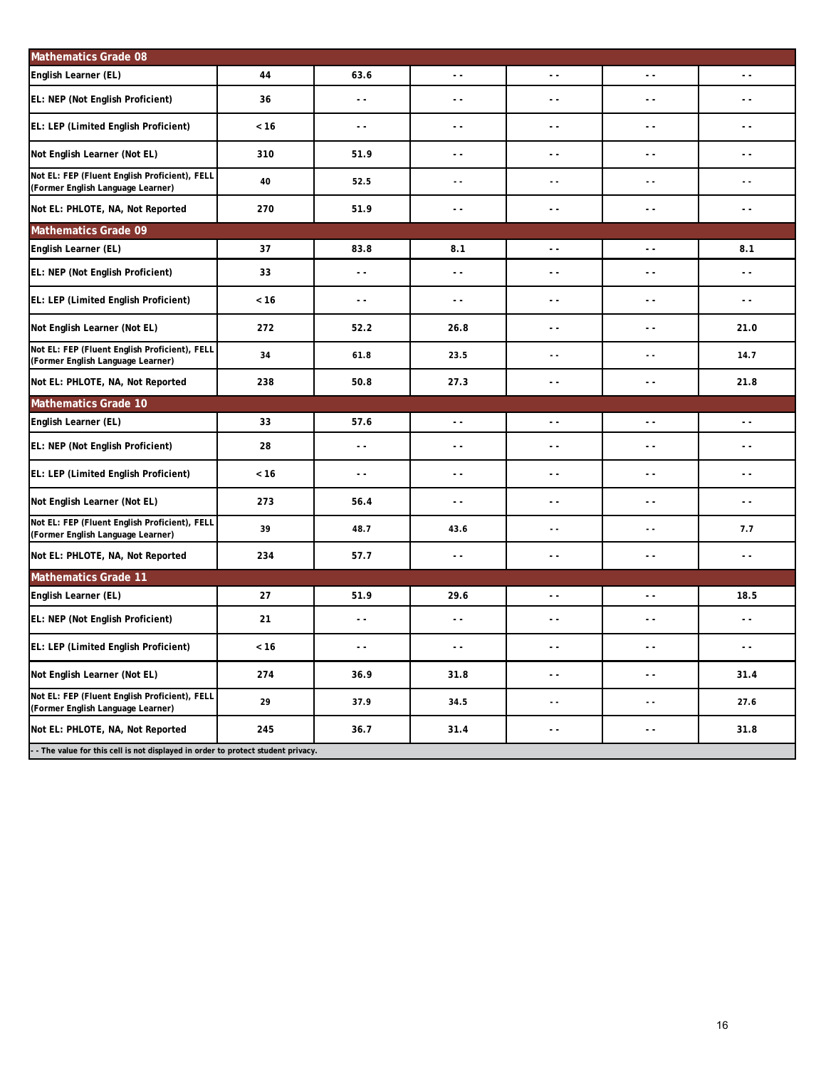| Mathematics Grade 08 | | | | | | |
|---|---|---|---|---|---|---|
| English Learner (EL) | 44 | 63.6 | - - | - - | - - | - - |
| EL: NEP (Not English Proficient) | 36 | - - | - - | - - | - - | - - |
| EL: LEP (Limited English Proficient) | < 16 | - - | - - | - - | - - | - - |
| Not English Learner (Not EL) | 310 | 51.9 | - - | - - | - - | - - |
| Not EL: FEP (Fluent English Proficient), FELL (Former English Language Learner) | 40 | 52.5 | - - | - - | - - | - - |
| Not EL: PHLOTE, NA, Not Reported | 270 | 51.9 | - - | - - | - - | - - |
| **Mathematics Grade 09** | | | | | | |
| English Learner (EL) | 37 | 83.8 | 8.1 | - - | - - | 8.1 |
| EL: NEP (Not English Proficient) | 33 | - - | - - | - - | - - | - - |
| EL: LEP (Limited English Proficient) | < 16 | - - | - - | - - | - - | - - |
| Not English Learner (Not EL) | 272 | 52.2 | 26.8 | - - | - - | 21.0 |
| Not EL: FEP (Fluent English Proficient), FELL (Former English Language Learner) | 34 | 61.8 | 23.5 | - - | - - | 14.7 |
| Not EL: PHLOTE, NA, Not Reported | 238 | 50.8 | 27.3 | - - | - - | 21.8 |
| **Mathematics Grade 10** | | | | | | |
| English Learner (EL) | 33 | 57.6 | - - | - - | - - | - - |
| EL: NEP (Not English Proficient) | 28 | - - | - - | - - | - - | - - |
| EL: LEP (Limited English Proficient) | < 16 | - - | - - | - - | - - | - - |
| Not English Learner (Not EL) | 273 | 56.4 | - - | - - | - - | - - |
| Not EL: FEP (Fluent English Proficient), FELL (Former English Language Learner) | 39 | 48.7 | 43.6 | - - | - - | 7.7 |
| Not EL: PHLOTE, NA, Not Reported | 234 | 57.7 | - - | - - | - - | - - |
| **Mathematics Grade 11** | | | | | | |
| English Learner (EL) | 27 | 51.9 | 29.6 | - - | - - | 18.5 |
| EL: NEP (Not English Proficient) | 21 | - - | - - | - - | - - | - - |
| EL: LEP (Limited English Proficient) | < 16 | - - | - - | - - | - - | - - |
| Not English Learner (Not EL) | 274 | 36.9 | 31.8 | - - | - - | 31.4 |
| Not EL: FEP (Fluent English Proficient), FELL (Former English Language Learner) | 29 | 37.9 | 34.5 | - - | - - | 27.6 |
| Not EL: PHLOTE, NA, Not Reported | 245 | 36.7 | 31.4 | - - | - - | 31.8 |

- - The value for this cell is not displayed in order to protect student privacy.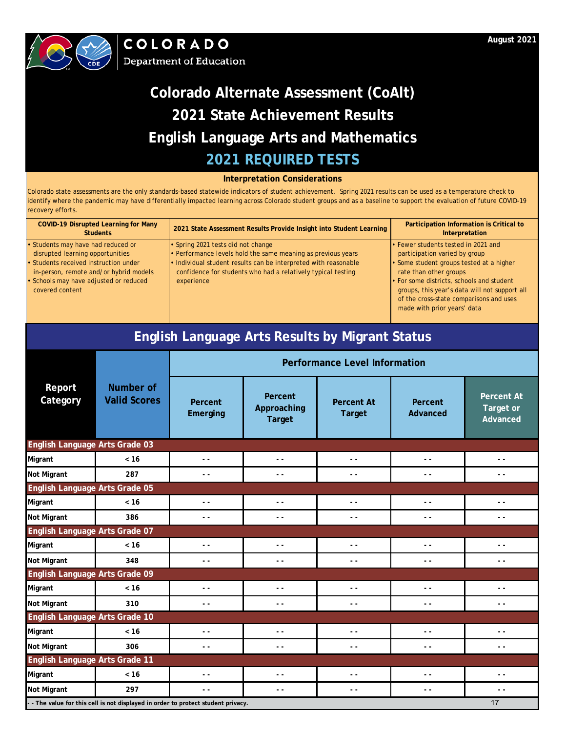COLORADO
Department of Education

August 2021

# Colorado Alternate Assessment (CoAlt)
# 2021 State Achievement Results
# English Language Arts and Mathematics
## 2021 REQUIRED TESTS

### Interpretation Considerations

Colorado state assessments are the only standards-based statewide indicators of student achievement. Spring 2021 results can be used as a temperature check to identify where the pandemic may have differentially impacted learning across Colorado student groups and as a baseline to support the evaluation of future COVID-19 recovery efforts.

| COVID-19 Disrupted Learning for Many Students | 2021 State Assessment Results Provide Insight into Student Learning | Participation Information is Critical to Interpretation |
|---|---|---|
| • Students may have had reduced or disrupted learning opportunities<br>• Students received instruction under in-person, remote and/or hybrid models<br>• Schools may have adjusted or reduced covered content | • Spring 2021 tests did not change<br>• Performance levels hold the same meaning as previous years<br>• Individual student results can be interpreted with reasonable confidence for students who had a relatively typical testing experience | • Fewer students tested in 2021 and participation varied by group<br>• Some student groups tested at a higher rate than other groups<br>• For some districts, schools and student groups, this year's data will not support all of the cross-state comparisons and uses made with prior years' data |

## English Language Arts Results by Migrant Status

| Report Category | Number of Valid Scores | Performance Level Information | | | | |
|---|---|---|---|---|---|---|
| | | Percent Emerging | Percent Approaching Target | Percent At Target | Percent Advanced | Percent At Target or Advanced |
| **English Language Arts Grade 03** | | | | | | |
| Migrant | < 16 | - - | - - | - - | - - | - - |
| Not Migrant | 287 | - - | - - | - - | - - | - - |
| **English Language Arts Grade 05** | | | | | | |
| Migrant | < 16 | - - | - - | - - | - - | - - |
| Not Migrant | 386 | - - | - - | - - | - - | - - |
| **English Language Arts Grade 07** | | | | | | |
| Migrant | < 16 | - - | - - | - - | - - | - - |
| Not Migrant | 348 | - - | - - | - - | - - | - - |
| **English Language Arts Grade 09** | | | | | | |
| Migrant | < 16 | - - | - - | - - | - - | - - |
| Not Migrant | 310 | - - | - - | - - | - - | - - |
| **English Language Arts Grade 10** | | | | | | |
| Migrant | < 16 | - - | - - | - - | - - | - - |
| Not Migrant | 306 | - - | - - | - - | - - | - - |
| **English Language Arts Grade 11** | | | | | | |
| Migrant | < 16 | - - | - - | - - | - - | - - |
| Not Migrant | 297 | - - | - - | - - | - - | - - |

- - The value for this cell is not displayed in order to protect student privacy.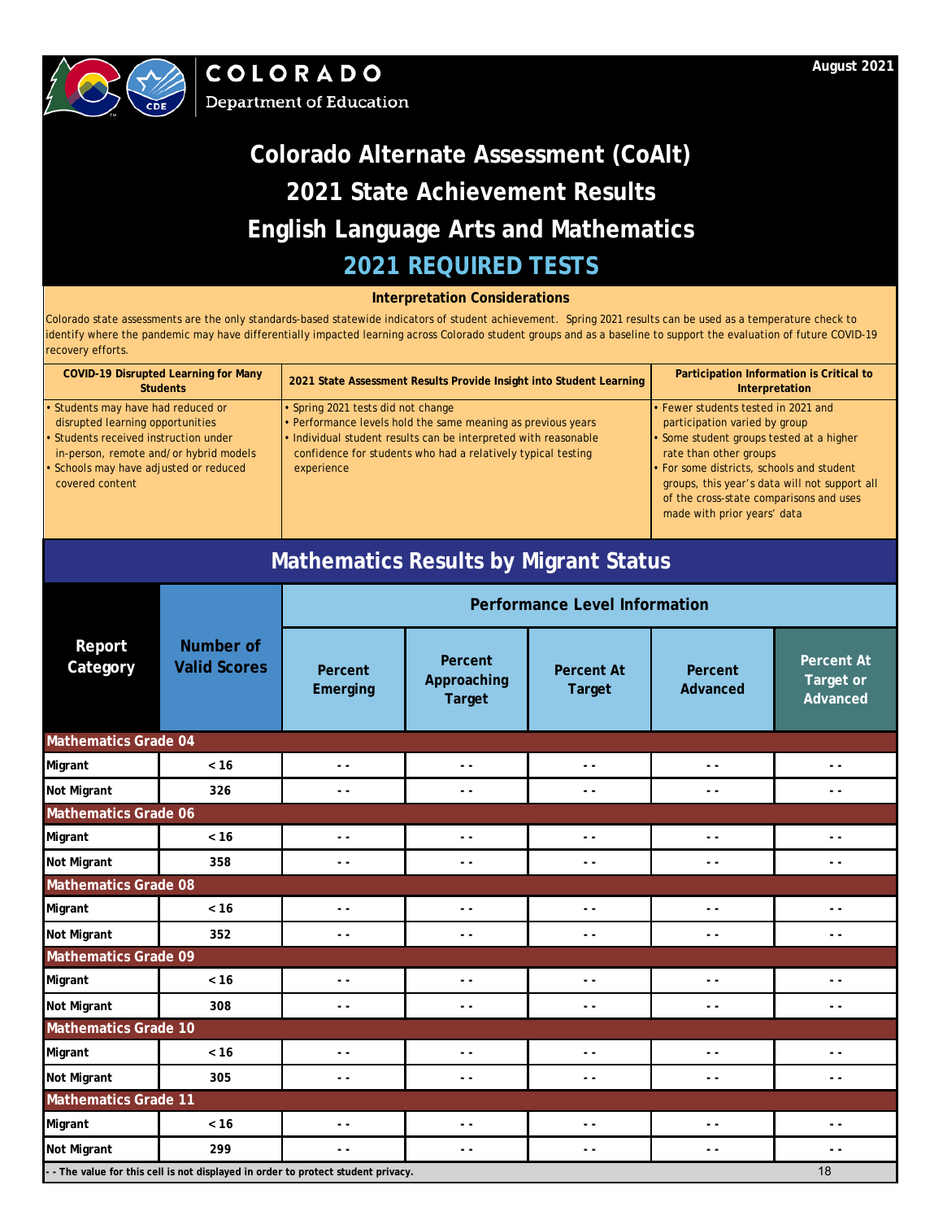COLORADO
Department of Education

August 2021

# Colorado Alternate Assessment (CoAlt)
# 2021 State Achievement Results
# English Language Arts and Mathematics
## 2021 REQUIRED TESTS

### Interpretation Considerations

Colorado state assessments are the only standards-based statewide indicators of student achievement. Spring 2021 results can be used as a temperature check to identify where the pandemic may have differentially impacted learning across Colorado student groups and as a baseline to support the evaluation of future COVID-19 recovery efforts.

| COVID-19 Disrupted Learning for Many Students | 2021 State Assessment Results Provide Insight into Student Learning | Participation Information is Critical to Interpretation |
|---|---|---|
| • Students may have had reduced or disrupted learning opportunities<br>• Students received instruction under in-person, remote and/or hybrid models<br>• Schools may have adjusted or reduced covered content | • Spring 2021 tests did not change<br>• Performance levels hold the same meaning as previous years<br>• Individual student results can be interpreted with reasonable confidence for students who had a relatively typical testing experience | • Fewer students tested in 2021 and participation varied by group<br>• Some student groups tested at a higher rate than other groups<br>• For some districts, schools and student groups, this year's data will not support all of the cross-state comparisons and uses made with prior years' data |

## Mathematics Results by Migrant Status

| Report Category | Number of Valid Scores | Performance Level Information | | | | |
|---|---|---|---|---|---|---|
| | | Percent Emerging | Percent Approaching Target | Percent At Target | Percent Advanced | Percent At Target or Advanced |
| **Mathematics Grade 04** | | | | | | |
| Migrant | < 16 | - - | - - | - - | - - | - - |
| Not Migrant | 326 | - - | - - | - - | - - | - - |
| **Mathematics Grade 06** | | | | | | |
| Migrant | < 16 | - - | - - | - - | - - | - - |
| Not Migrant | 358 | - - | - - | - - | - - | - - |
| **Mathematics Grade 08** | | | | | | |
| Migrant | < 16 | - - | - - | - - | - - | - - |
| Not Migrant | 352 | - - | - - | - - | - - | - - |
| **Mathematics Grade 09** | | | | | | |
| Migrant | < 16 | - - | - - | - - | - - | - - |
| Not Migrant | 308 | - - | - - | - - | - - | - - |
| **Mathematics Grade 10** | | | | | | |
| Migrant | < 16 | - - | - - | - - | - - | - - |
| Not Migrant | 305 | - - | - - | - - | - - | - - |
| **Mathematics Grade 11** | | | | | | |
| Migrant | < 16 | - - | - - | - - | - - | - - |
| Not Migrant | 299 | - - | - - | - - | - - | - - |

- - The value for this cell is not displayed in order to protect student privacy.